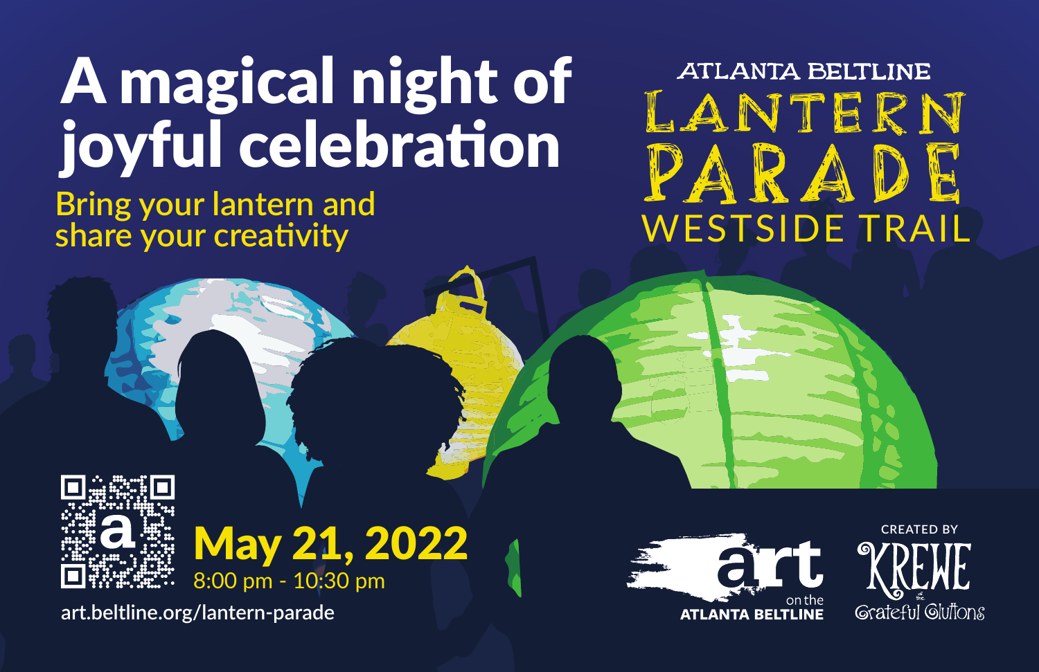# A magical night of joyful celebration

Bring your lantern and share your creativity

## ATLANTA BELTLINE LANTERN PARADE WESTSIDE TRAIL

**May 21, 2022**

8:00 pm - 10:30 pm

art.beltline.org/lantern-parade

art on the ATLANTA BELTLINE

CREATED BY KREWE of the Grateful Gluttons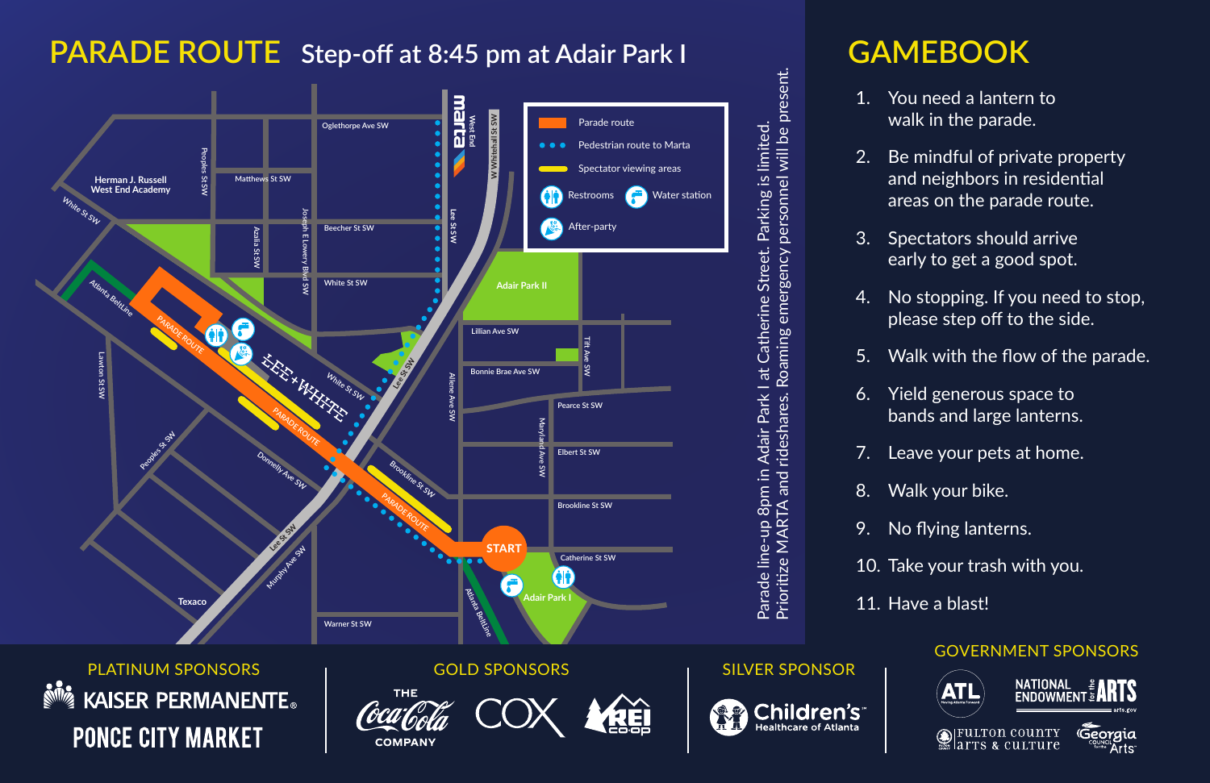# PARADE ROUTE Step-off at 8:45 pm at Adair Park I

Parade route
Pedestrian route to Marta
Spectator viewing areas
Restrooms
Water station
After-party

Oglethorpe Ave SW
Matthews St SW
Herman J. Russell West End Academy
White St SW
Peoples St SW
Azalia St SW
Joseph E Lowery Blvd SW
Beecher St SW
White St SW
marta
West End
Lee St SW
W Whitehall St SW
Adair Park II
Lillian Ave SW
Bonnie Brae Ave SW
Tift Ave SW
Atlanta BeltLine
PARADE ROUTE
Lawton St SW
LEE + WHITE
White St SW
Lee St SW
Allene Ave SW
Pearce St SW
Maryland Ave SW
Elbert St SW
Peoples St SW
Donnelly Ave SW
Brookline St SW
Brookline St SW
Lee St SW
Murphy Ave SW
START
Catherine St SW
Adair Park I
Texaco
Warner St SW
Atlanta BeltLine

Parade line-up 8pm in Adair Park I at Catherine Street. Parking is limited. Prioritize MARTA and rideshares. Roaming emergency personnel will be present.

# GAMEBOOK

1. You need a lantern to walk in the parade.
2. Be mindful of private property and neighbors in residential areas on the parade route.
3. Spectators should arrive early to get a good spot.
4. No stopping. If you need to stop, please step off to the side.
5. Walk with the flow of the parade.
6. Yield generous space to bands and large lanterns.
7. Leave your pets at home.
8. Walk your bike.
9. No flying lanterns.
10. Take your trash with you.
11. Have a blast!

## PLATINUM SPONSORS

KAISER PERMANENTE
PONCE CITY MARKET

## GOLD SPONSORS

THE Coca-Cola COMPANY
COX
REI co-op

## SILVER SPONSOR

Children's Healthcare of Atlanta

## GOVERNMENT SPONSORS

ATL Moving Atlanta Forward
NATIONAL ENDOWMENT for the ARTS arts.gov
FULTON COUNTY arts & culture
Georgia Council for the Arts